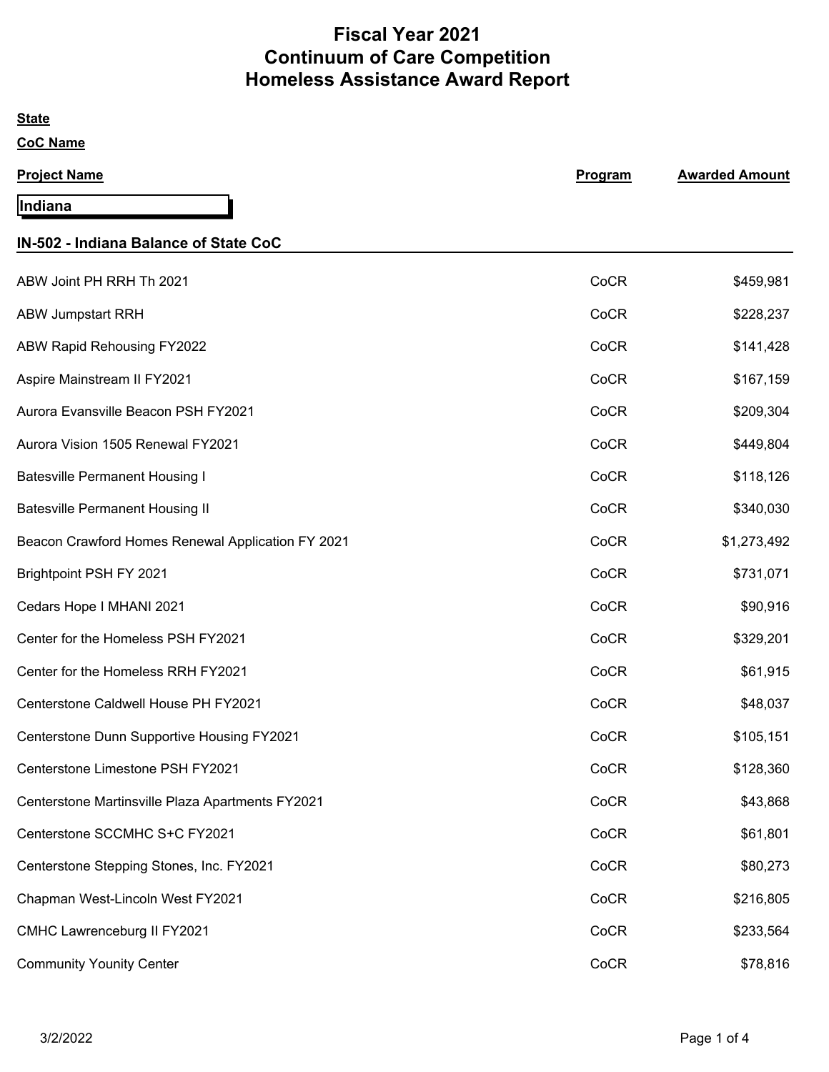# Fiscal Year 2021
# Continuum of Care Competition
# Homeless Assistance Award Report

**State**

**CoC Name**

| Project Name | Program | Awarded Amount |
|---|---|---|

## Indiana

### IN-502 - Indiana Balance of State CoC

| Project Name | Program | Awarded Amount |
|---|---|---|
| ABW Joint PH RRH Th 2021 | CoCR | $459,981 |
| ABW Jumpstart RRH | CoCR | $228,237 |
| ABW Rapid Rehousing FY2022 | CoCR | $141,428 |
| Aspire Mainstream II FY2021 | CoCR | $167,159 |
| Aurora Evansville Beacon PSH FY2021 | CoCR | $209,304 |
| Aurora Vision 1505 Renewal FY2021 | CoCR | $449,804 |
| Batesville Permanent Housing I | CoCR | $118,126 |
| Batesville Permanent Housing II | CoCR | $340,030 |
| Beacon Crawford Homes Renewal Application FY 2021 | CoCR | $1,273,492 |
| Brightpoint PSH FY 2021 | CoCR | $731,071 |
| Cedars Hope I MHANI 2021 | CoCR | $90,916 |
| Center for the Homeless PSH FY2021 | CoCR | $329,201 |
| Center for the Homeless RRH FY2021 | CoCR | $61,915 |
| Centerstone Caldwell House PH FY2021 | CoCR | $48,037 |
| Centerstone Dunn Supportive Housing FY2021 | CoCR | $105,151 |
| Centerstone Limestone PSH FY2021 | CoCR | $128,360 |
| Centerstone Martinsville Plaza Apartments FY2021 | CoCR | $43,868 |
| Centerstone SCCMHC S+C FY2021 | CoCR | $61,801 |
| Centerstone Stepping Stones, Inc. FY2021 | CoCR | $80,273 |
| Chapman West-Lincoln West FY2021 | CoCR | $216,805 |
| CMHC Lawrenceburg II FY2021 | CoCR | $233,564 |
| Community Younity Center | CoCR | $78,816 |

3/2/2022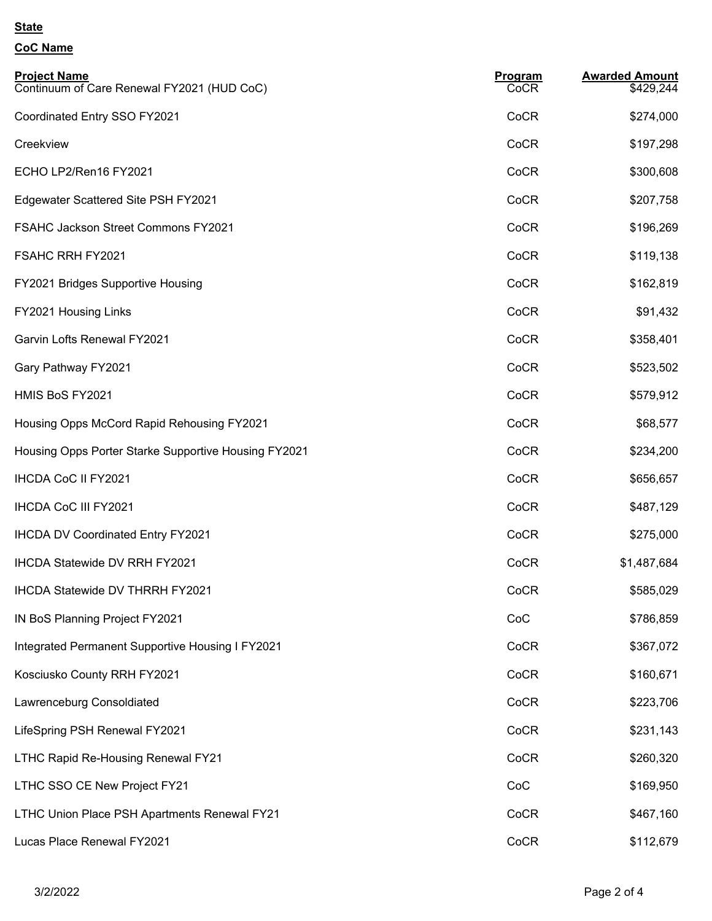**State**

**CoC Name**

| Project Name | Program | Awarded Amount |
|---|---|---|
| Continuum of Care Renewal FY2021 (HUD CoC) | CoCR | $429,244 |
| Coordinated Entry SSO FY2021 | CoCR | $274,000 |
| Creekview | CoCR | $197,298 |
| ECHO LP2/Ren16 FY2021 | CoCR | $300,608 |
| Edgewater Scattered Site PSH FY2021 | CoCR | $207,758 |
| FSAHC Jackson Street Commons FY2021 | CoCR | $196,269 |
| FSAHC RRH FY2021 | CoCR | $119,138 |
| FY2021 Bridges Supportive Housing | CoCR | $162,819 |
| FY2021 Housing Links | CoCR | $91,432 |
| Garvin Lofts Renewal FY2021 | CoCR | $358,401 |
| Gary Pathway FY2021 | CoCR | $523,502 |
| HMIS BoS FY2021 | CoCR | $579,912 |
| Housing Opps McCord Rapid Rehousing FY2021 | CoCR | $68,577 |
| Housing Opps Porter Starke Supportive Housing FY2021 | CoCR | $234,200 |
| IHCDA CoC II FY2021 | CoCR | $656,657 |
| IHCDA CoC III FY2021 | CoCR | $487,129 |
| IHCDA DV Coordinated Entry FY2021 | CoCR | $275,000 |
| IHCDA Statewide DV RRH FY2021 | CoCR | $1,487,684 |
| IHCDA Statewide DV THRRH FY2021 | CoCR | $585,029 |
| IN BoS Planning Project FY2021 | CoC | $786,859 |
| Integrated Permanent Supportive Housing I FY2021 | CoCR | $367,072 |
| Kosciusko County RRH FY2021 | CoCR | $160,671 |
| Lawrenceburg Consoldiated | CoCR | $223,706 |
| LifeSpring PSH Renewal FY2021 | CoCR | $231,143 |
| LTHC Rapid Re-Housing Renewal FY21 | CoCR | $260,320 |
| LTHC SSO CE New Project FY21 | CoC | $169,950 |
| LTHC Union Place PSH Apartments Renewal FY21 | CoCR | $467,160 |
| Lucas Place Renewal FY2021 | CoCR | $112,679 |

3/2/2022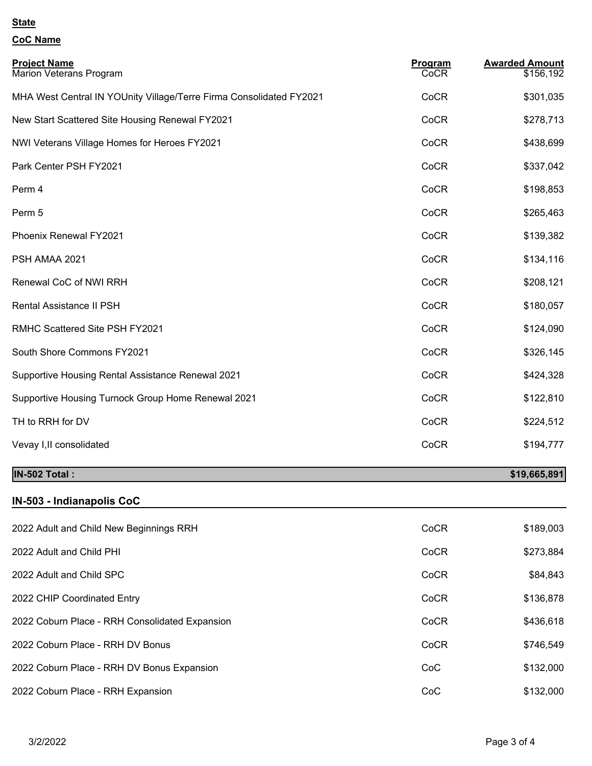**State**

**CoC Name**

| Project Name | Program | Awarded Amount |
|---|---|---|
| Marion Veterans Program | CoCR | $156,192 |
| MHA West Central IN YOUnity Village/Terre Firma Consolidated FY2021 | CoCR | $301,035 |
| New Start Scattered Site Housing Renewal FY2021 | CoCR | $278,713 |
| NWI Veterans Village Homes for Heroes FY2021 | CoCR | $438,699 |
| Park Center PSH FY2021 | CoCR | $337,042 |
| Perm 4 | CoCR | $198,853 |
| Perm 5 | CoCR | $265,463 |
| Phoenix Renewal FY2021 | CoCR | $139,382 |
| PSH AMAA 2021 | CoCR | $134,116 |
| Renewal CoC of NWI RRH | CoCR | $208,121 |
| Rental Assistance II PSH | CoCR | $180,057 |
| RMHC Scattered Site PSH FY2021 | CoCR | $124,090 |
| South Shore Commons FY2021 | CoCR | $326,145 |
| Supportive Housing Rental Assistance Renewal 2021 | CoCR | $424,328 |
| Supportive Housing Turnock Group Home Renewal 2021 | CoCR | $122,810 |
| TH to RRH for DV | CoCR | $224,512 |
| Vevay I,II consolidated | CoCR | $194,777 |
| **IN-502 Total :** | | **$19,665,891** |

## IN-503 - Indianapolis CoC

| Project Name | Program | Awarded Amount |
|---|---|---|
| 2022 Adult and Child New Beginnings RRH | CoCR | $189,003 |
| 2022 Adult and Child PHI | CoCR | $273,884 |
| 2022 Adult and Child SPC | CoCR | $84,843 |
| 2022 CHIP Coordinated Entry | CoCR | $136,878 |
| 2022 Coburn Place - RRH Consolidated Expansion | CoCR | $436,618 |
| 2022 Coburn Place - RRH DV Bonus | CoCR | $746,549 |
| 2022 Coburn Place - RRH DV Bonus Expansion | CoC | $132,000 |
| 2022 Coburn Place - RRH Expansion | CoC | $132,000 |

3/2/2022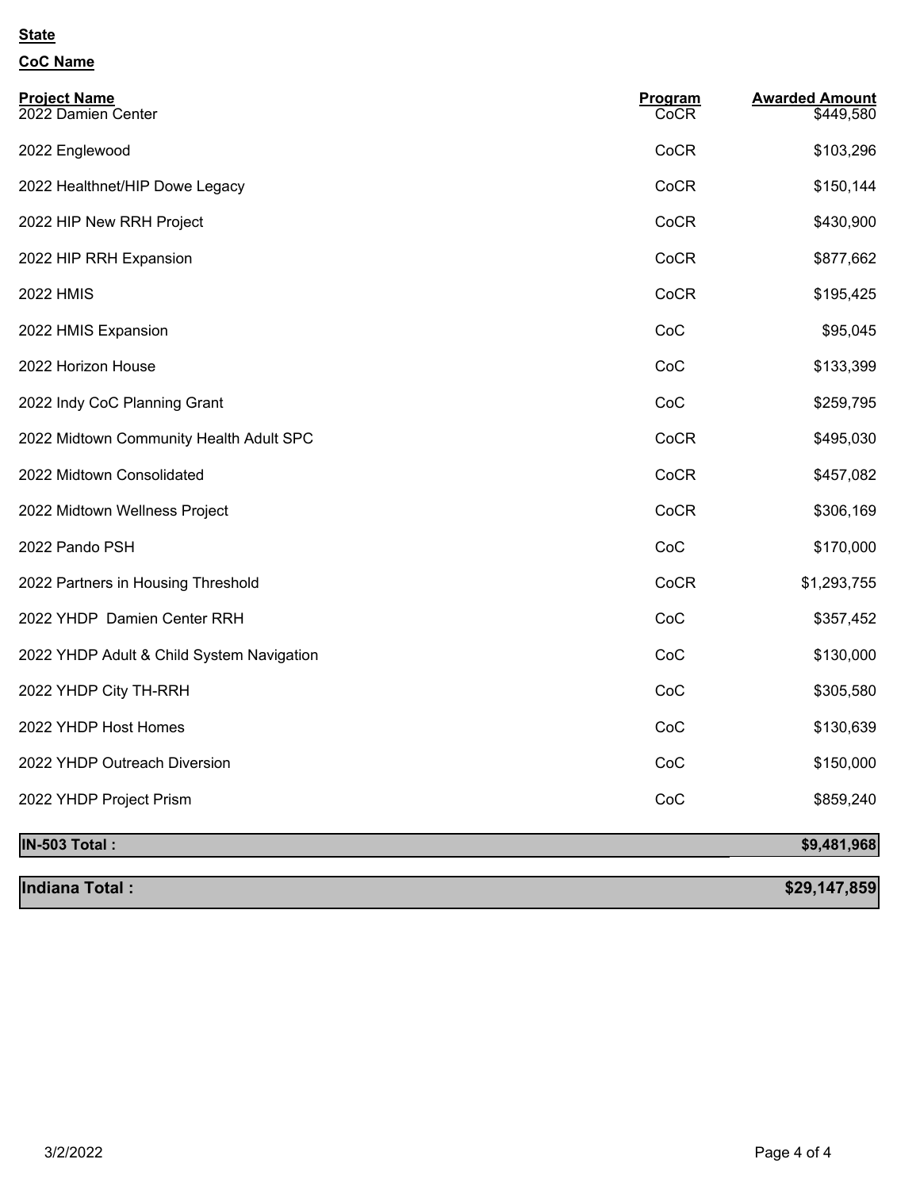**State**

**CoC Name**

| Project Name | Program | Awarded Amount |
|---|---|---|
| 2022 Damien Center | CoCR | $449,580 |
| 2022 Englewood | CoCR | $103,296 |
| 2022 Healthnet/HIP Dowe Legacy | CoCR | $150,144 |
| 2022 HIP New RRH Project | CoCR | $430,900 |
| 2022 HIP RRH Expansion | CoCR | $877,662 |
| 2022 HMIS | CoCR | $195,425 |
| 2022 HMIS Expansion | CoC | $95,045 |
| 2022 Horizon House | CoC | $133,399 |
| 2022 Indy CoC Planning Grant | CoC | $259,795 |
| 2022 Midtown Community Health Adult SPC | CoCR | $495,030 |
| 2022 Midtown Consolidated | CoCR | $457,082 |
| 2022 Midtown Wellness Project | CoCR | $306,169 |
| 2022 Pando PSH | CoC | $170,000 |
| 2022 Partners in Housing Threshold | CoCR | $1,293,755 |
| 2022 YHDP Damien Center RRH | CoC | $357,452 |
| 2022 YHDP Adult & Child System Navigation | CoC | $130,000 |
| 2022 YHDP City TH-RRH | CoC | $305,580 |
| 2022 YHDP Host Homes | CoC | $130,639 |
| 2022 YHDP Outreach Diversion | CoC | $150,000 |
| 2022 YHDP Project Prism | CoC | $859,240 |
| **IN-503 Total :** | | **$9,481,968** |
| **Indiana Total :** | | **$29,147,859** |

3/2/2022